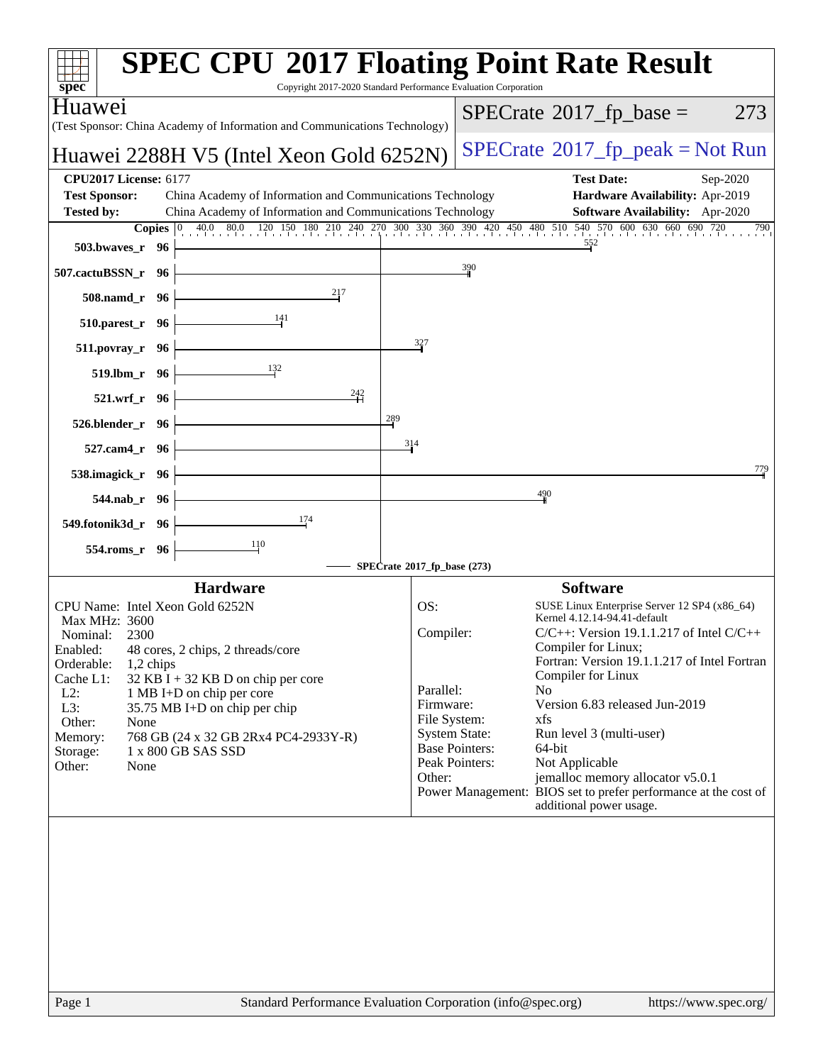# SPEC CPU 2017 Floating Point Rate Result

Copyright 2017-2020 Standard Performance Evaluation Corporation

**Huawei**
(Test Sponsor: China Academy of Information and Communications Technology)

**Huawei 2288H V5 (Intel Xeon Gold 6252N)**

SPECrate 2017_fp_base = 273

SPECrate 2017_fp_peak = Not Run

| | | | |
|---|---|---|---|
| **CPU2017 License:** 6177 | | **Test Date:** | Sep-2020 |
| **Test Sponsor:** | China Academy of Information and Communications Technology | **Hardware Availability:** | Apr-2019 |
| **Tested by:** | China Academy of Information and Communications Technology | **Software Availability:** | Apr-2020 |

| Benchmark | Copies | SPECrate 2017_fp_base |
|---|---|---|
| 503.bwaves_r | 96 | 552 |
| 507.cactuBSSN_r | 96 | 390 |
| 508.namd_r | 96 | 217 |
| 510.parest_r | 96 | 141 |
| 511.povray_r | 96 | 327 |
| 519.lbm_r | 96 | 132 |
| 521.wrf_r | 96 | 242 |
| 526.blender_r | 96 | 289 |
| 527.cam4_r | 96 | 314 |
| 538.imagick_r | 96 | 779 |
| 544.nab_r | 96 | 490 |
| 549.fotonik3d_r | 96 | 174 |
| 554.roms_r | 96 | 110 |

SPECrate 2017_fp_base (273)

## Hardware

- **CPU Name:** Intel Xeon Gold 6252N
- **Max MHz:** 3600
- **Nominal:** 2300
- **Enabled:** 48 cores, 2 chips, 2 threads/core
- **Orderable:** 1,2 chips
- **Cache L1:** 32 KB I + 32 KB D on chip per core
- **L2:** 1 MB I+D on chip per core
- **L3:** 35.75 MB I+D on chip per chip
- **Other:** None
- **Memory:** 768 GB (24 x 32 GB 2Rx4 PC4-2933Y-R)
- **Storage:** 1 x 800 GB SAS SSD
- **Other:** None

## Software

- **OS:** SUSE Linux Enterprise Server 12 SP4 (x86_64) Kernel 4.12.14-94.41-default
- **Compiler:** C/C++: Version 19.1.1.217 of Intel C/C++ Compiler for Linux; Fortran: Version 19.1.1.217 of Intel Fortran Compiler for Linux
- **Parallel:** No
- **Firmware:** Version 6.83 released Jun-2019
- **File System:** xfs
- **System State:** Run level 3 (multi-user)
- **Base Pointers:** 64-bit
- **Peak Pointers:** Not Applicable
- **Other:** jemalloc memory allocator v5.0.1
- **Power Management:** BIOS set to prefer performance at the cost of additional power usage.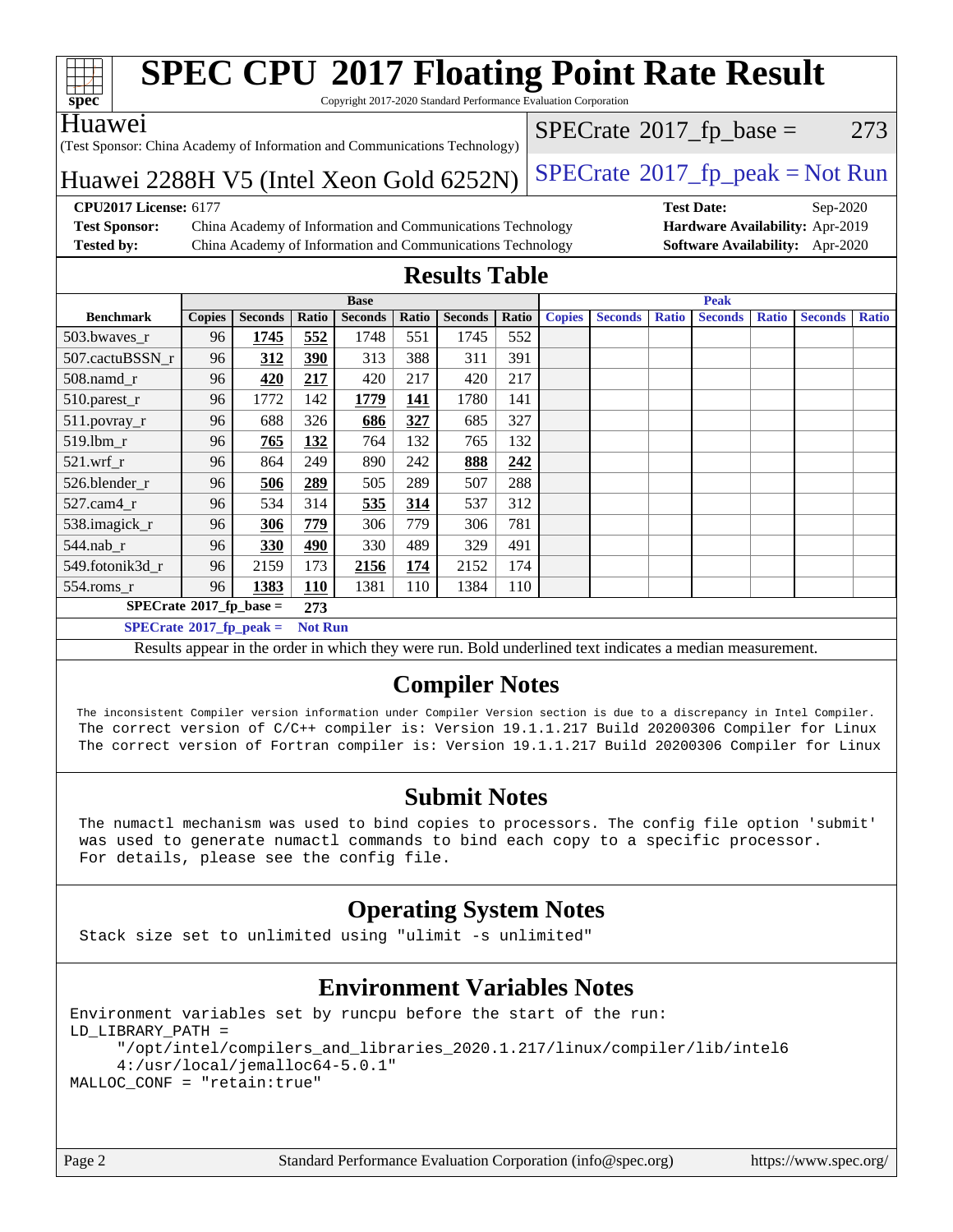# SPEC CPU 2017 Floating Point Rate Result

Copyright 2017-2020 Standard Performance Evaluation Corporation

**Huawei**
(Test Sponsor: China Academy of Information and Communications Technology)

**Huawei 2288H V5 (Intel Xeon Gold 6252N)**

SPECrate 2017_fp_base = 273

SPECrate 2017_fp_peak = Not Run

**CPU2017 License:** 6177
**Test Sponsor:** China Academy of Information and Communications Technology
**Tested by:** China Academy of Information and Communications Technology
**Test Date:** Sep-2020
**Hardware Availability:** Apr-2019
**Software Availability:** Apr-2020

## Results Table

| Benchmark | Base | | | | | | | Peak | | | | | | |
|---|---|---|---|---|---|---|---|---|---|---|---|---|---|---|
| | Copies | Seconds | Ratio | Seconds | Ratio | Seconds | Ratio | Copies | Seconds | Ratio | Seconds | Ratio | Seconds | Ratio |
| 503.bwaves_r | 96 | **1745** | **552** | 1748 | 551 | 1745 | 552 | | | | | | | |
| 507.cactuBSSN_r | 96 | **312** | **390** | 313 | 388 | 311 | 391 | | | | | | | |
| 508.namd_r | 96 | **420** | **217** | 420 | 217 | 420 | 217 | | | | | | | |
| 510.parest_r | 96 | 1772 | 142 | **1779** | **141** | 1780 | 141 | | | | | | | |
| 511.povray_r | 96 | 688 | 326 | **686** | **327** | 685 | 327 | | | | | | | |
| 519.lbm_r | 96 | **765** | **132** | 764 | 132 | 765 | 132 | | | | | | | |
| 521.wrf_r | 96 | 864 | 249 | 890 | 242 | **888** | **242** | | | | | | | |
| 526.blender_r | 96 | **506** | **289** | 505 | 289 | 507 | 288 | | | | | | | |
| 527.cam4_r | 96 | 534 | 314 | **535** | **314** | 537 | 312 | | | | | | | |
| 538.imagick_r | 96 | **306** | **779** | 306 | 779 | 306 | 781 | | | | | | | |
| 544.nab_r | 96 | **330** | **490** | 330 | 489 | 329 | 491 | | | | | | | |
| 549.fotonik3d_r | 96 | 2159 | 173 | **2156** | **174** | 2152 | 174 | | | | | | | |
| 554.roms_r | 96 | **1383** | **110** | 1381 | 110 | 1384 | 110 | | | | | | | |

**SPECrate 2017_fp_base = 273**

**SPECrate 2017_fp_peak = Not Run**

Results appear in the order in which they were run. Bold underlined text indicates a median measurement.

## Compiler Notes

```
The inconsistent Compiler version information under Compiler Version section is due to a discrepancy in Intel Compiler.
The correct version of C/C++ compiler is: Version 19.1.1.217 Build 20200306 Compiler for Linux
The correct version of Fortran compiler is: Version 19.1.1.217 Build 20200306 Compiler for Linux
```

## Submit Notes

```
The numactl mechanism was used to bind copies to processors. The config file option 'submit'
was used to generate numactl commands to bind each copy to a specific processor.
For details, please see the config file.
```

## Operating System Notes

```
Stack size set to unlimited using "ulimit -s unlimited"
```

## Environment Variables Notes

```
Environment variables set by runcpu before the start of the run:
LD_LIBRARY_PATH =
     "/opt/intel/compilers_and_libraries_2020.1.217/linux/compiler/lib/intel6
     4:/usr/local/jemalloc64-5.0.1"
MALLOC_CONF = "retain:true"
```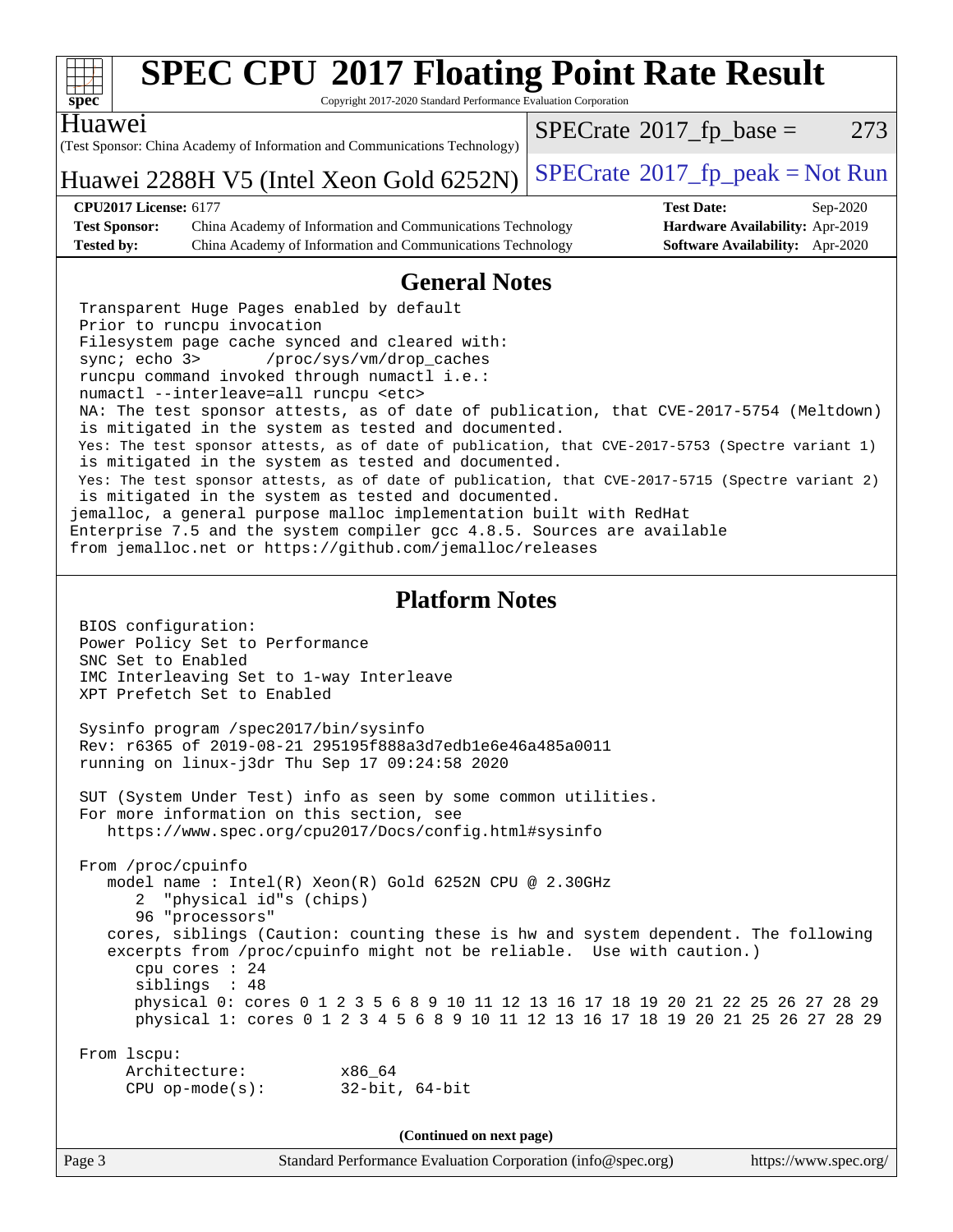# SPEC CPU 2017 Floating Point Rate Result

Copyright 2017-2020 Standard Performance Evaluation Corporation

**Huawei**

(Test Sponsor: China Academy of Information and Communications Technology)

**Huawei 2288H V5 (Intel Xeon Gold 6252N)**

SPECrate 2017_fp_base = 273

SPECrate 2017_fp_peak = Not Run

| | | | |
|---|---|---|---|
| **CPU2017 License:** 6177 | | **Test Date:** | Sep-2020 |
| **Test Sponsor:** | China Academy of Information and Communications Technology | **Hardware Availability:** | Apr-2019 |
| **Tested by:** | China Academy of Information and Communications Technology | **Software Availability:** | Apr-2020 |

## General Notes

```
Transparent Huge Pages enabled by default
Prior to runcpu invocation
Filesystem page cache synced and cleared with:
sync; echo 3>       /proc/sys/vm/drop_caches
runcpu command invoked through numactl i.e.:
numactl --interleave=all runcpu <etc>
NA: The test sponsor attests, as of date of publication, that CVE-2017-5754 (Meltdown)
is mitigated in the system as tested and documented.
Yes: The test sponsor attests, as of date of publication, that CVE-2017-5753 (Spectre variant 1)
is mitigated in the system as tested and documented.
Yes: The test sponsor attests, as of date of publication, that CVE-2017-5715 (Spectre variant 2)
is mitigated in the system as tested and documented.
jemalloc, a general purpose malloc implementation built with RedHat
Enterprise 7.5 and the system compiler gcc 4.8.5. Sources are available
from jemalloc.net or https://github.com/jemalloc/releases
```

## Platform Notes

```
BIOS configuration:
Power Policy Set to Performance
SNC Set to Enabled
IMC Interleaving Set to 1-way Interleave
XPT Prefetch Set to Enabled

Sysinfo program /spec2017/bin/sysinfo
Rev: r6365 of 2019-08-21 295195f888a3d7edb1e6e46a485a0011
running on linux-j3dr Thu Sep 17 09:24:58 2020

SUT (System Under Test) info as seen by some common utilities.
For more information on this section, see
   https://www.spec.org/cpu2017/Docs/config.html#sysinfo

From /proc/cpuinfo
   model name : Intel(R) Xeon(R) Gold 6252N CPU @ 2.30GHz
      2  "physical id"s (chips)
      96 "processors"
   cores, siblings (Caution: counting these is hw and system dependent. The following
   excerpts from /proc/cpuinfo might not be reliable.  Use with caution.)
      cpu cores : 24
      siblings  : 48
      physical 0: cores 0 1 2 3 5 6 8 9 10 11 12 13 16 17 18 19 20 21 22 25 26 27 28 29
      physical 1: cores 0 1 2 3 4 5 6 8 9 10 11 12 13 16 17 18 19 20 21 25 26 27 28 29

From lscpu:
     Architecture:          x86_64
     CPU op-mode(s):        32-bit, 64-bit
```

(Continued on next page)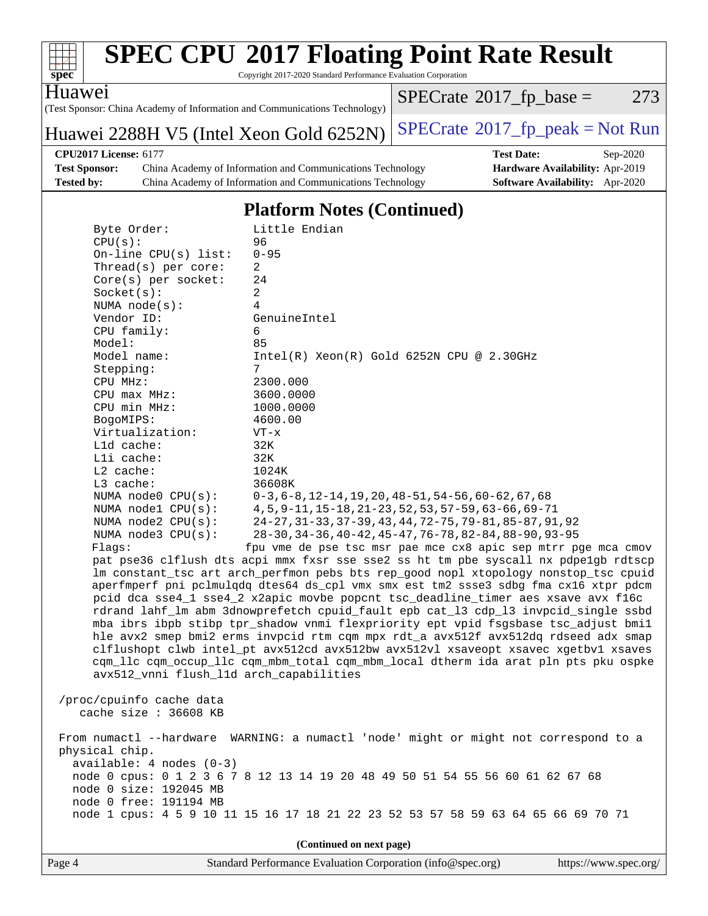# SPEC CPU 2017 Floating Point Rate Result

Copyright 2017-2020 Standard Performance Evaluation Corporation

**Huawei**

(Test Sponsor: China Academy of Information and Communications Technology)

**Huawei 2288H V5 (Intel Xeon Gold 6252N)**

SPECrate 2017_fp_base = 273

SPECrate 2017_fp_peak = Not Run

**CPU2017 License:** 6177
**Test Sponsor:** China Academy of Information and Communications Technology
**Tested by:** China Academy of Information and Communications Technology
**Test Date:** Sep-2020
**Hardware Availability:** Apr-2019
**Software Availability:** Apr-2020

## Platform Notes (Continued)

```
Byte Order:            Little Endian
CPU(s):                96
On-line CPU(s) list:   0-95
Thread(s) per core:    2
Core(s) per socket:    24
Socket(s):             2
NUMA node(s):          4
Vendor ID:             GenuineIntel
CPU family:            6
Model:                 85
Model name:            Intel(R) Xeon(R) Gold 6252N CPU @ 2.30GHz
Stepping:              7
CPU MHz:               2300.000
CPU max MHz:           3600.0000
CPU min MHz:           1000.0000
BogoMIPS:              4600.00
Virtualization:        VT-x
L1d cache:             32K
L1i cache:             32K
L2 cache:              1024K
L3 cache:              36608K
NUMA node0 CPU(s):     0-3,6-8,12-14,19,20,48-51,54-56,60-62,67,68
NUMA node1 CPU(s):     4,5,9-11,15-18,21-23,52,53,57-59,63-66,69-71
NUMA node2 CPU(s):     24-27,31-33,37-39,43,44,72-75,79-81,85-87,91,92
NUMA node3 CPU(s):     28-30,34-36,40-42,45-47,76-78,82-84,88-90,93-95
Flags:                 fpu vme de pse tsc msr pae mce cx8 apic sep mtrr pge mca cmov
pat pse36 clflush dts acpi mmx fxsr sse sse2 ss ht tm pbe syscall nx pdpe1gb rdtscp
lm constant_tsc art arch_perfmon pebs bts rep_good nopl xtopology nonstop_tsc cpuid
aperfmperf pni pclmulqdq dtes64 ds_cpl vmx smx est tm2 ssse3 sdbg fma cx16 xtpr pdcm
pcid dca sse4_1 sse4_2 x2apic movbe popcnt tsc_deadline_timer aes xsave avx f16c
rdrand lahf_lm abm 3dnowprefetch cpuid_fault epb cat_l3 cdp_l3 invpcid_single ssbd
mba ibrs ibpb stibp tpr_shadow vnmi flexpriority ept vpid fsgsbase tsc_adjust bmi1
hle avx2 smep bmi2 erms invpcid rtm cqm mpx rdt_a avx512f avx512dq rdseed adx smap
clflushopt clwb intel_pt avx512cd avx512bw avx512vl xsaveopt xsavec xgetbv1 xsaves
cqm_llc cqm_occup_llc cqm_mbm_total cqm_mbm_local dtherm ida arat pln pts pku ospke
avx512_vnni flush_l1d arch_capabilities

/proc/cpuinfo cache data
   cache size : 36608 KB

From numactl --hardware  WARNING: a numactl 'node' might or might not correspond to a
physical chip.
  available: 4 nodes (0-3)
  node 0 cpus: 0 1 2 3 6 7 8 12 13 14 19 20 48 49 50 51 54 55 56 60 61 62 67 68
  node 0 size: 192045 MB
  node 0 free: 191194 MB
  node 1 cpus: 4 5 9 10 11 15 16 17 18 21 22 23 52 53 57 58 59 63 64 65 66 69 70 71
```

(Continued on next page)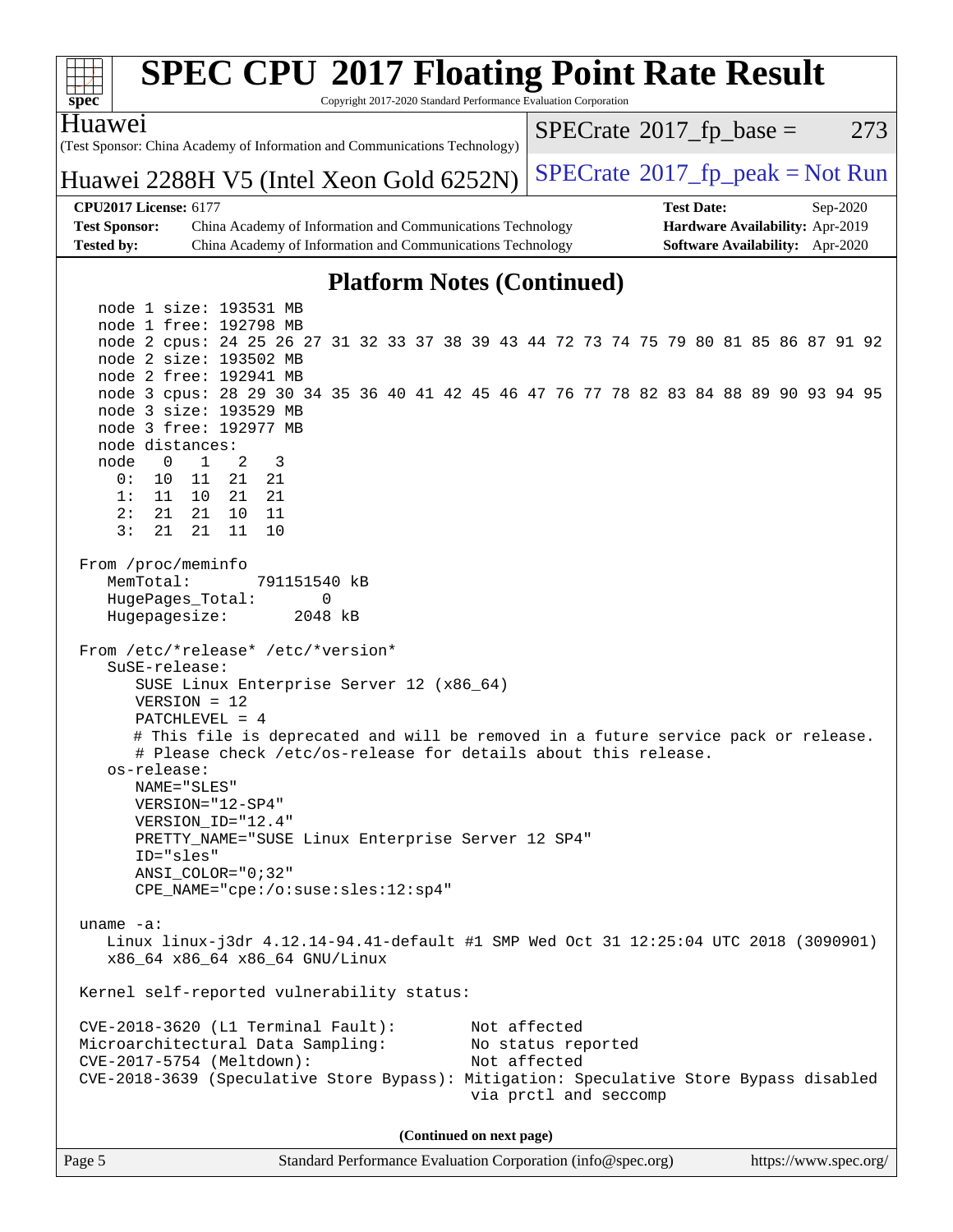# SPEC CPU 2017 Floating Point Rate Result

Copyright 2017-2020 Standard Performance Evaluation Corporation

**Huawei**
(Test Sponsor: China Academy of Information and Communications Technology)

**Huawei 2288H V5 (Intel Xeon Gold 6252N)**

SPECrate 2017_fp_base = 273

SPECrate 2017_fp_peak = Not Run

**CPU2017 License:** 6177
**Test Sponsor:** China Academy of Information and Communications Technology
**Tested by:** China Academy of Information and Communications Technology

**Test Date:** Sep-2020
**Hardware Availability:** Apr-2019
**Software Availability:** Apr-2020

## Platform Notes (Continued)

```
    node 1 size: 193531 MB
    node 1 free: 192798 MB
    node 2 cpus: 24 25 26 27 31 32 33 37 38 39 43 44 72 73 74 75 79 80 81 85 86 87 91 92
    node 2 size: 193502 MB
    node 2 free: 192941 MB
    node 3 cpus: 28 29 30 34 35 36 40 41 42 45 46 47 76 77 78 82 83 84 88 89 90 93 94 95
    node 3 size: 193529 MB
    node 3 free: 192977 MB
    node distances:
    node   0   1   2   3
      0:  10  11  21  21
      1:  11  10  21  21
      2:  21  21  10  11
      3:  21  21  11  10

  From /proc/meminfo
     MemTotal:       791151540 kB
     HugePages_Total:       0
     Hugepagesize:       2048 kB

  From /etc/*release* /etc/*version*
     SuSE-release:
        SUSE Linux Enterprise Server 12 (x86_64)
        VERSION = 12
        PATCHLEVEL = 4
        # This file is deprecated and will be removed in a future service pack or release.
        # Please check /etc/os-release for details about this release.
     os-release:
        NAME="SLES"
        VERSION="12-SP4"
        VERSION_ID="12.4"
        PRETTY_NAME="SUSE Linux Enterprise Server 12 SP4"
        ID="sles"
        ANSI_COLOR="0;32"
        CPE_NAME="cpe:/o:suse:sles:12:sp4"

  uname -a:
     Linux linux-j3dr 4.12.14-94.41-default #1 SMP Wed Oct 31 12:25:04 UTC 2018 (3090901)
     x86_64 x86_64 x86_64 GNU/Linux

  Kernel self-reported vulnerability status:

  CVE-2018-3620 (L1 Terminal Fault):         Not affected
  Microarchitectural Data Sampling:          No status reported
  CVE-2017-5754 (Meltdown):                  Not affected
  CVE-2018-3639 (Speculative Store Bypass): Mitigation: Speculative Store Bypass disabled
                                             via prctl and seccomp
```

(Continued on next page)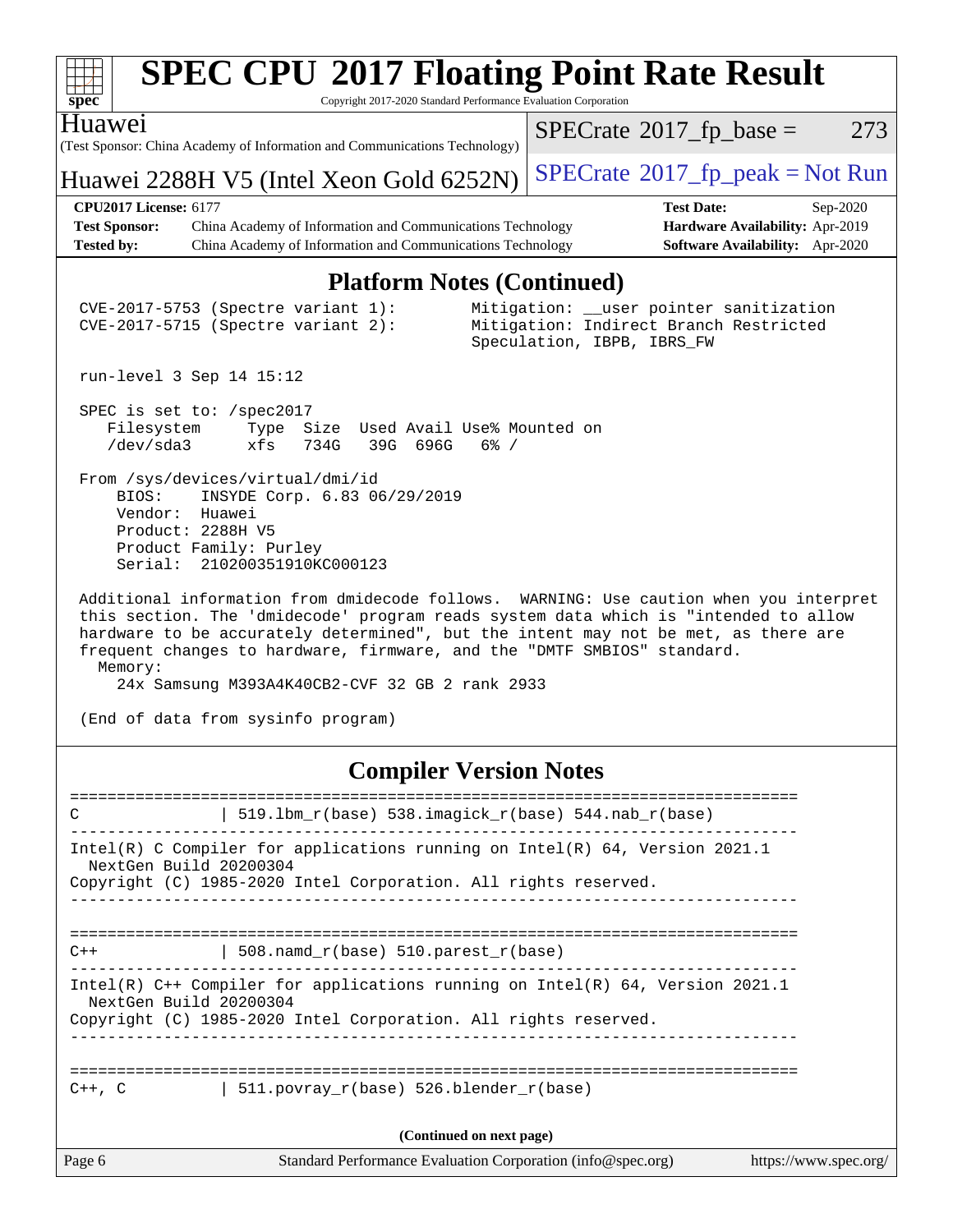## Platform Notes (Continued)

```
CVE-2017-5753 (Spectre variant 1):        Mitigation: __user pointer sanitization
CVE-2017-5715 (Spectre variant 2):        Mitigation: Indirect Branch Restricted
                                          Speculation, IBPB, IBRS_FW

run-level 3 Sep 14 15:12

SPEC is set to: /spec2017
   Filesystem     Type  Size  Used Avail Use% Mounted on
   /dev/sda3      xfs   734G   39G  696G   6% /

From /sys/devices/virtual/dmi/id
    BIOS:    INSYDE Corp. 6.83 06/29/2019
    Vendor:  Huawei
    Product: 2288H V5
    Product Family: Purley
    Serial:  210200351910KC000123

Additional information from dmidecode follows.  WARNING: Use caution when you interpret
this section. The 'dmidecode' program reads system data which is "intended to allow
hardware to be accurately determined", but the intent may not be met, as there are
frequent changes to hardware, firmware, and the "DMTF SMBIOS" standard.
  Memory:
     24x Samsung M393A4K40CB2-CVF 32 GB 2 rank 2933

(End of data from sysinfo program)
```

## Compiler Version Notes

```
==============================================================================
C               | 519.lbm_r(base) 538.imagick_r(base) 544.nab_r(base)
------------------------------------------------------------------------------
Intel(R) C Compiler for applications running on Intel(R) 64, Version 2021.1
  NextGen Build 20200304
Copyright (C) 1985-2020 Intel Corporation. All rights reserved.
------------------------------------------------------------------------------

==============================================================================
C++             | 508.namd_r(base) 510.parest_r(base)
------------------------------------------------------------------------------
Intel(R) C++ Compiler for applications running on Intel(R) 64, Version 2021.1
  NextGen Build 20200304
Copyright (C) 1985-2020 Intel Corporation. All rights reserved.
------------------------------------------------------------------------------

==============================================================================
C++, C          | 511.povray_r(base) 526.blender_r(base)
```

(Continued on next page)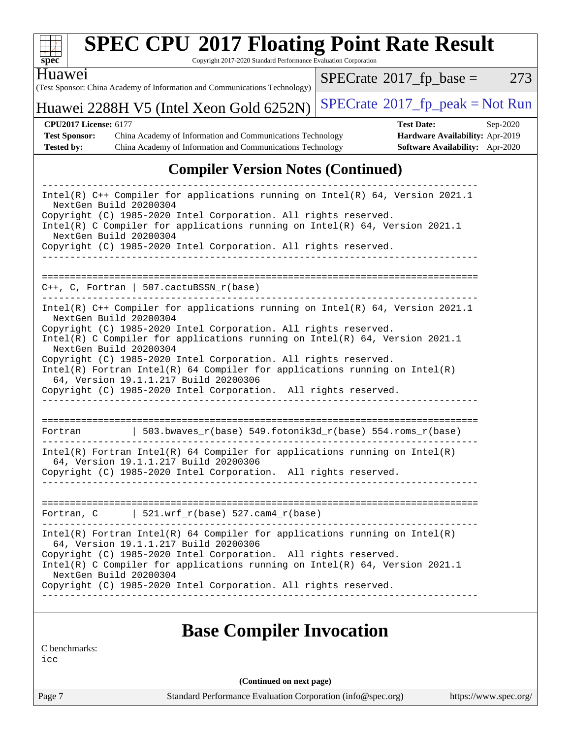## Compiler Version Notes (Continued)

```
------------------------------------------------------------------------------
Intel(R) C++ Compiler for applications running on Intel(R) 64, Version 2021.1
  NextGen Build 20200304
Copyright (C) 1985-2020 Intel Corporation. All rights reserved.
Intel(R) C Compiler for applications running on Intel(R) 64, Version 2021.1
  NextGen Build 20200304
Copyright (C) 1985-2020 Intel Corporation. All rights reserved.
------------------------------------------------------------------------------

==============================================================================
C++, C, Fortran | 507.cactuBSSN_r(base)
------------------------------------------------------------------------------
Intel(R) C++ Compiler for applications running on Intel(R) 64, Version 2021.1
  NextGen Build 20200304
Copyright (C) 1985-2020 Intel Corporation. All rights reserved.
Intel(R) C Compiler for applications running on Intel(R) 64, Version 2021.1
  NextGen Build 20200304
Copyright (C) 1985-2020 Intel Corporation. All rights reserved.
Intel(R) Fortran Intel(R) 64 Compiler for applications running on Intel(R)
  64, Version 19.1.1.217 Build 20200306
Copyright (C) 1985-2020 Intel Corporation.  All rights reserved.
------------------------------------------------------------------------------

==============================================================================
Fortran         | 503.bwaves_r(base) 549.fotonik3d_r(base) 554.roms_r(base)
------------------------------------------------------------------------------
Intel(R) Fortran Intel(R) 64 Compiler for applications running on Intel(R)
  64, Version 19.1.1.217 Build 20200306
Copyright (C) 1985-2020 Intel Corporation.  All rights reserved.
------------------------------------------------------------------------------

==============================================================================
Fortran, C      | 521.wrf_r(base) 527.cam4_r(base)
------------------------------------------------------------------------------
Intel(R) Fortran Intel(R) 64 Compiler for applications running on Intel(R)
  64, Version 19.1.1.217 Build 20200306
Copyright (C) 1985-2020 Intel Corporation.  All rights reserved.
Intel(R) C Compiler for applications running on Intel(R) 64, Version 2021.1
  NextGen Build 20200304
Copyright (C) 1985-2020 Intel Corporation. All rights reserved.
------------------------------------------------------------------------------
```

## Base Compiler Invocation

C benchmarks:
icc

(Continued on next page)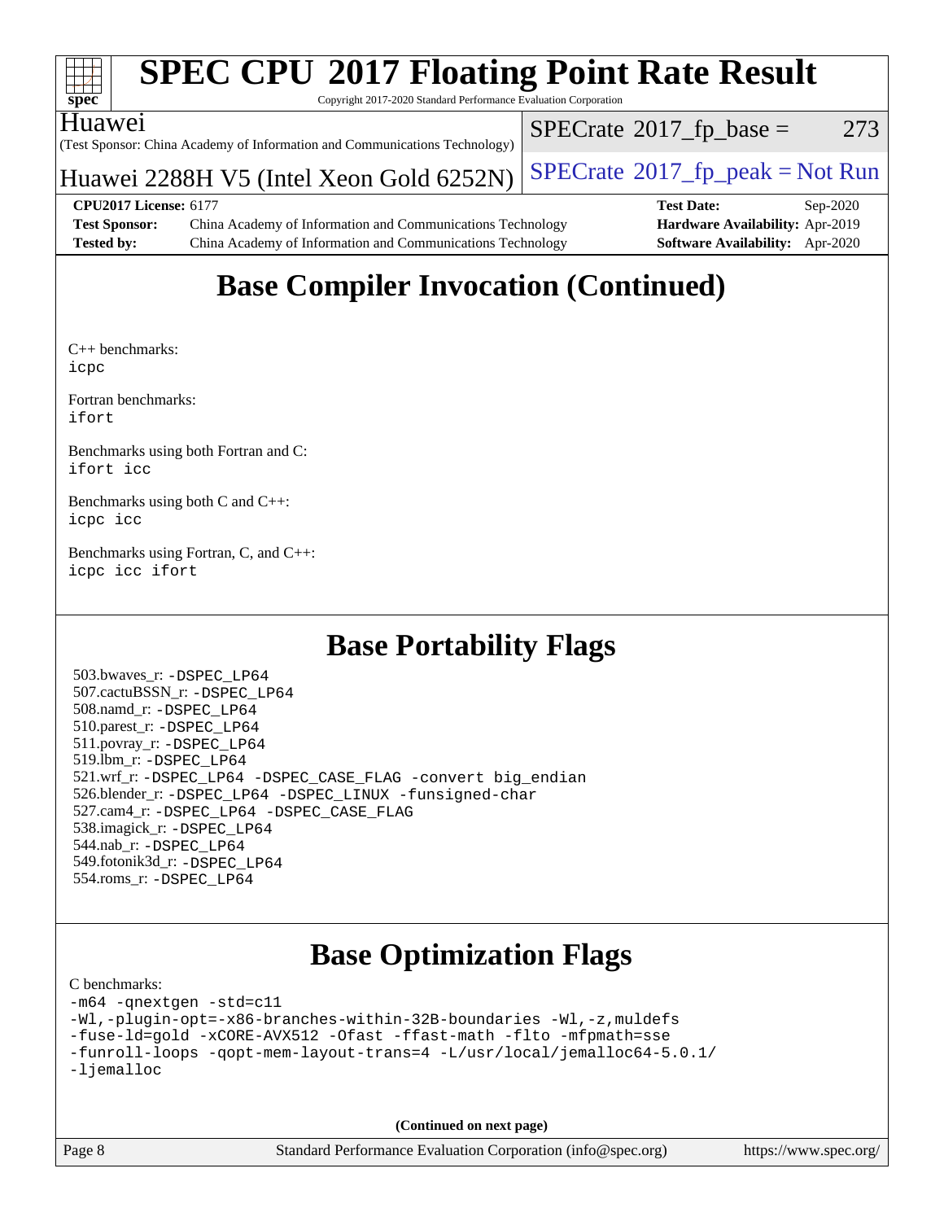# Base Compiler Invocation (Continued)

C++ benchmarks:
icpc

Fortran benchmarks:
ifort

Benchmarks using both Fortran and C:
ifort icc

Benchmarks using both C and C++:
icpc icc

Benchmarks using Fortran, C, and C++:
icpc icc ifort

# Base Portability Flags

503.bwaves_r: -DSPEC_LP64
507.cactuBSSN_r: -DSPEC_LP64
508.namd_r: -DSPEC_LP64
510.parest_r: -DSPEC_LP64
511.povray_r: -DSPEC_LP64
519.lbm_r: -DSPEC_LP64
521.wrf_r: -DSPEC_LP64 -DSPEC_CASE_FLAG -convert big_endian
526.blender_r: -DSPEC_LP64 -DSPEC_LINUX -funsigned-char
527.cam4_r: -DSPEC_LP64 -DSPEC_CASE_FLAG
538.imagick_r: -DSPEC_LP64
544.nab_r: -DSPEC_LP64
549.fotonik3d_r: -DSPEC_LP64
554.roms_r: -DSPEC_LP64

# Base Optimization Flags

C benchmarks:
-m64 -qnextgen -std=c11
-Wl,-plugin-opt=-x86-branches-within-32B-boundaries -Wl,-z,muldefs
-fuse-ld=gold -xCORE-AVX512 -Ofast -ffast-math -flto -mfpmath=sse
-funroll-loops -qopt-mem-layout-trans=4 -L/usr/local/jemalloc64-5.0.1/
-ljemalloc

**(Continued on next page)**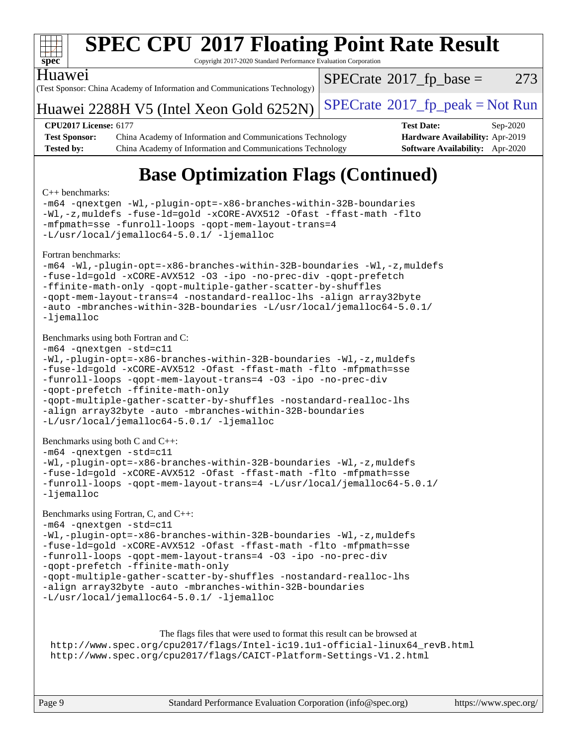## Base Optimization Flags (Continued)

C++ benchmarks:

```
-m64 -qnextgen -Wl,-plugin-opt=-x86-branches-within-32B-boundaries
-Wl,-z,muldefs -fuse-ld=gold -xCORE-AVX512 -Ofast -ffast-math -flto
-mfpmath=sse -funroll-loops -qopt-mem-layout-trans=4
-L/usr/local/jemalloc64-5.0.1/ -ljemalloc
```

Fortran benchmarks:

```
-m64 -Wl,-plugin-opt=-x86-branches-within-32B-boundaries -Wl,-z,muldefs
-fuse-ld=gold -xCORE-AVX512 -O3 -ipo -no-prec-div -qopt-prefetch
-ffinite-math-only -qopt-multiple-gather-scatter-by-shuffles
-qopt-mem-layout-trans=4 -nostandard-realloc-lhs -align array32byte
-auto -mbranches-within-32B-boundaries -L/usr/local/jemalloc64-5.0.1/
-ljemalloc
```

Benchmarks using both Fortran and C:

```
-m64 -qnextgen -std=c11
-Wl,-plugin-opt=-x86-branches-within-32B-boundaries -Wl,-z,muldefs
-fuse-ld=gold -xCORE-AVX512 -Ofast -ffast-math -flto -mfpmath=sse
-funroll-loops -qopt-mem-layout-trans=4 -O3 -ipo -no-prec-div
-qopt-prefetch -ffinite-math-only
-qopt-multiple-gather-scatter-by-shuffles -nostandard-realloc-lhs
-align array32byte -auto -mbranches-within-32B-boundaries
-L/usr/local/jemalloc64-5.0.1/ -ljemalloc
```

Benchmarks using both C and C++:

```
-m64 -qnextgen -std=c11
-Wl,-plugin-opt=-x86-branches-within-32B-boundaries -Wl,-z,muldefs
-fuse-ld=gold -xCORE-AVX512 -Ofast -ffast-math -flto -mfpmath=sse
-funroll-loops -qopt-mem-layout-trans=4 -L/usr/local/jemalloc64-5.0.1/
-ljemalloc
```

Benchmarks using Fortran, C, and C++:

```
-m64 -qnextgen -std=c11
-Wl,-plugin-opt=-x86-branches-within-32B-boundaries -Wl,-z,muldefs
-fuse-ld=gold -xCORE-AVX512 -Ofast -ffast-math -flto -mfpmath=sse
-funroll-loops -qopt-mem-layout-trans=4 -O3 -ipo -no-prec-div
-qopt-prefetch -ffinite-math-only
-qopt-multiple-gather-scatter-by-shuffles -nostandard-realloc-lhs
-align array32byte -auto -mbranches-within-32B-boundaries
-L/usr/local/jemalloc64-5.0.1/ -ljemalloc
```

The flags files that were used to format this result can be browsed at
http://www.spec.org/cpu2017/flags/Intel-ic19.1u1-official-linux64_revB.html
http://www.spec.org/cpu2017/flags/CAICT-Platform-Settings-V1.2.html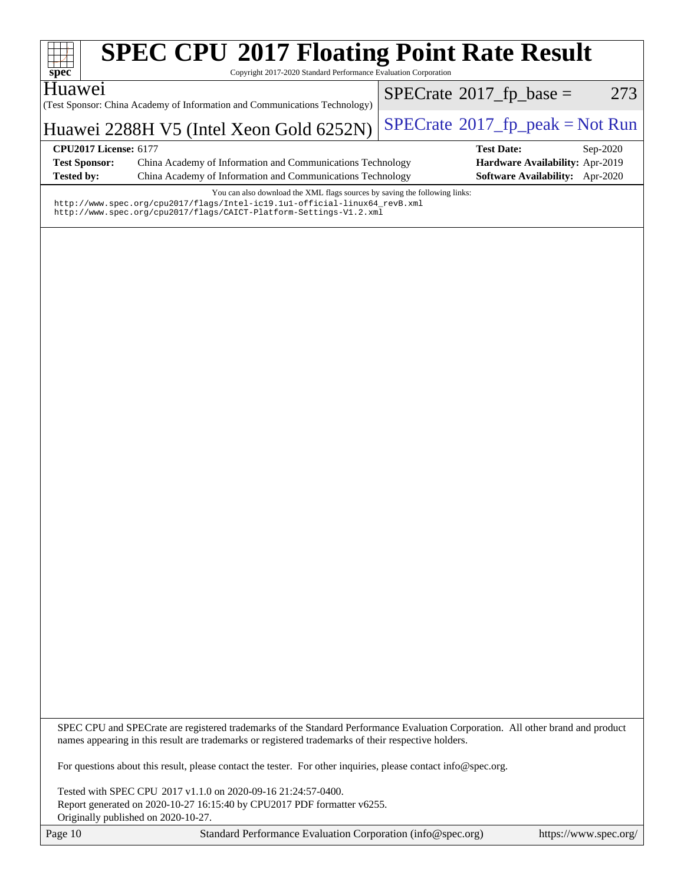# SPEC CPU 2017 Floating Point Rate Result

Copyright 2017-2020 Standard Performance Evaluation Corporation

**Huawei**

(Test Sponsor: China Academy of Information and Communications Technology)

**Huawei 2288H V5 (Intel Xeon Gold 6252N)**

SPECrate 2017_fp_base = 273

SPECrate 2017_fp_peak = Not Run

| | | | |
|---|---|---|---|
| **CPU2017 License:** | 6177 | **Test Date:** | Sep-2020 |
| **Test Sponsor:** | China Academy of Information and Communications Technology | **Hardware Availability:** | Apr-2019 |
| **Tested by:** | China Academy of Information and Communications Technology | **Software Availability:** | Apr-2020 |

You can also download the XML flags sources by saving the following links:

http://www.spec.org/cpu2017/flags/Intel-ic19.1u1-official-linux64_revB.xml
http://www.spec.org/cpu2017/flags/CAICT-Platform-Settings-V1.2.xml

SPEC CPU and SPECrate are registered trademarks of the Standard Performance Evaluation Corporation. All other brand and product names appearing in this result are trademarks or registered trademarks of their respective holders.

For questions about this result, please contact the tester. For other inquiries, please contact info@spec.org.

Tested with SPEC CPU 2017 v1.1.0 on 2020-09-16 21:24:57-0400.
Report generated on 2020-10-27 16:15:40 by CPU2017 PDF formatter v6255.
Originally published on 2020-10-27.